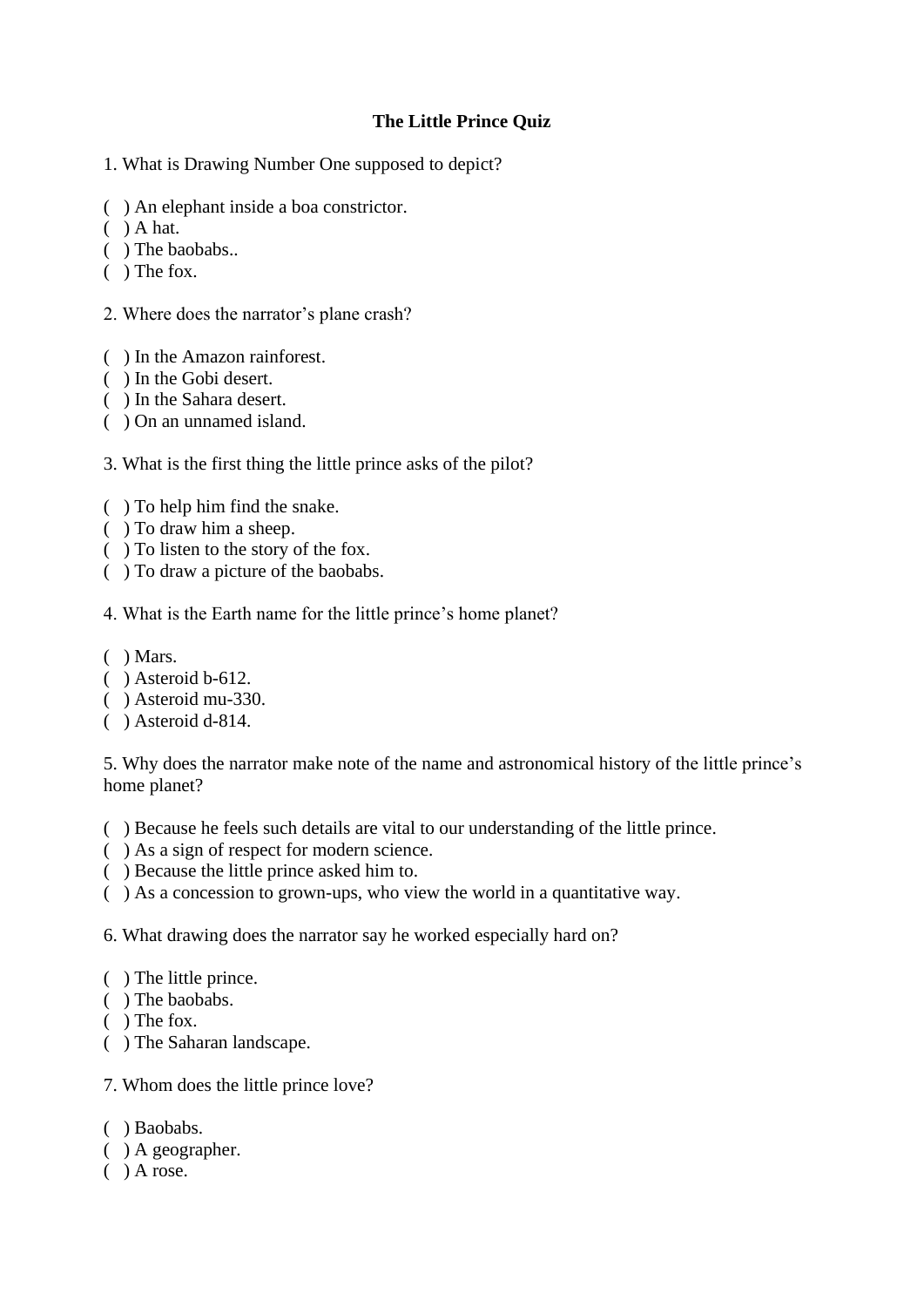# The Little Prince Quiz

1. What is Drawing Number One supposed to depict?

( ) An elephant inside a boa constrictor.
( ) A hat.
( ) The baobabs..
( ) The fox.

2. Where does the narrator's plane crash?

( ) In the Amazon rainforest.
( ) In the Gobi desert.
( ) In the Sahara desert.
( ) On an unnamed island.

3. What is the first thing the little prince asks of the pilot?

( ) To help him find the snake.
( ) To draw him a sheep.
( ) To listen to the story of the fox.
( ) To draw a picture of the baobabs.

4. What is the Earth name for the little prince's home planet?

( ) Mars.
( ) Asteroid b-612.
( ) Asteroid mu-330.
( ) Asteroid d-814.

5. Why does the narrator make note of the name and astronomical history of the little prince's home planet?

( ) Because he feels such details are vital to our understanding of the little prince.
( ) As a sign of respect for modern science.
( ) Because the little prince asked him to.
( ) As a concession to grown-ups, who view the world in a quantitative way.

6. What drawing does the narrator say he worked especially hard on?

( ) The little prince.
( ) The baobabs.
( ) The fox.
( ) The Saharan landscape.

7. Whom does the little prince love?

( ) Baobabs.
( ) A geographer.
( ) A rose.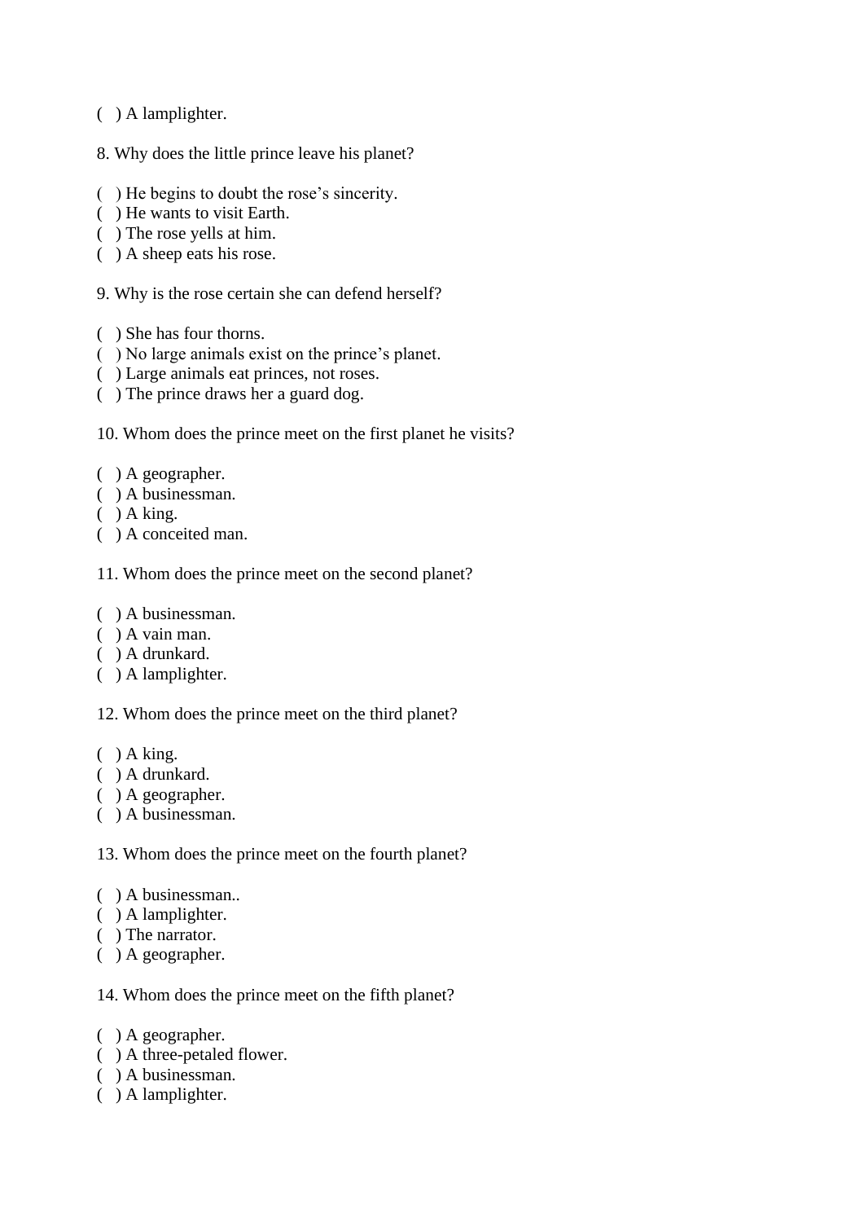( ) A lamplighter.

8. Why does the little prince leave his planet?

( ) He begins to doubt the rose’s sincerity.
( ) He wants to visit Earth.
( ) The rose yells at him.
( ) A sheep eats his rose.

9. Why is the rose certain she can defend herself?

( ) She has four thorns.
( ) No large animals exist on the prince’s planet.
( ) Large animals eat princes, not roses.
( ) The prince draws her a guard dog.

10. Whom does the prince meet on the first planet he visits?

( ) A geographer.
( ) A businessman.
( ) A king.
( ) A conceited man.

11. Whom does the prince meet on the second planet?

( ) A businessman.
( ) A vain man.
( ) A drunkard.
( ) A lamplighter.

12. Whom does the prince meet on the third planet?

( ) A king.
( ) A drunkard.
( ) A geographer.
( ) A businessman.

13. Whom does the prince meet on the fourth planet?

( ) A businessman..
( ) A lamplighter.
( ) The narrator.
( ) A geographer.

14. Whom does the prince meet on the fifth planet?

( ) A geographer.
( ) A three-petaled flower.
( ) A businessman.
( ) A lamplighter.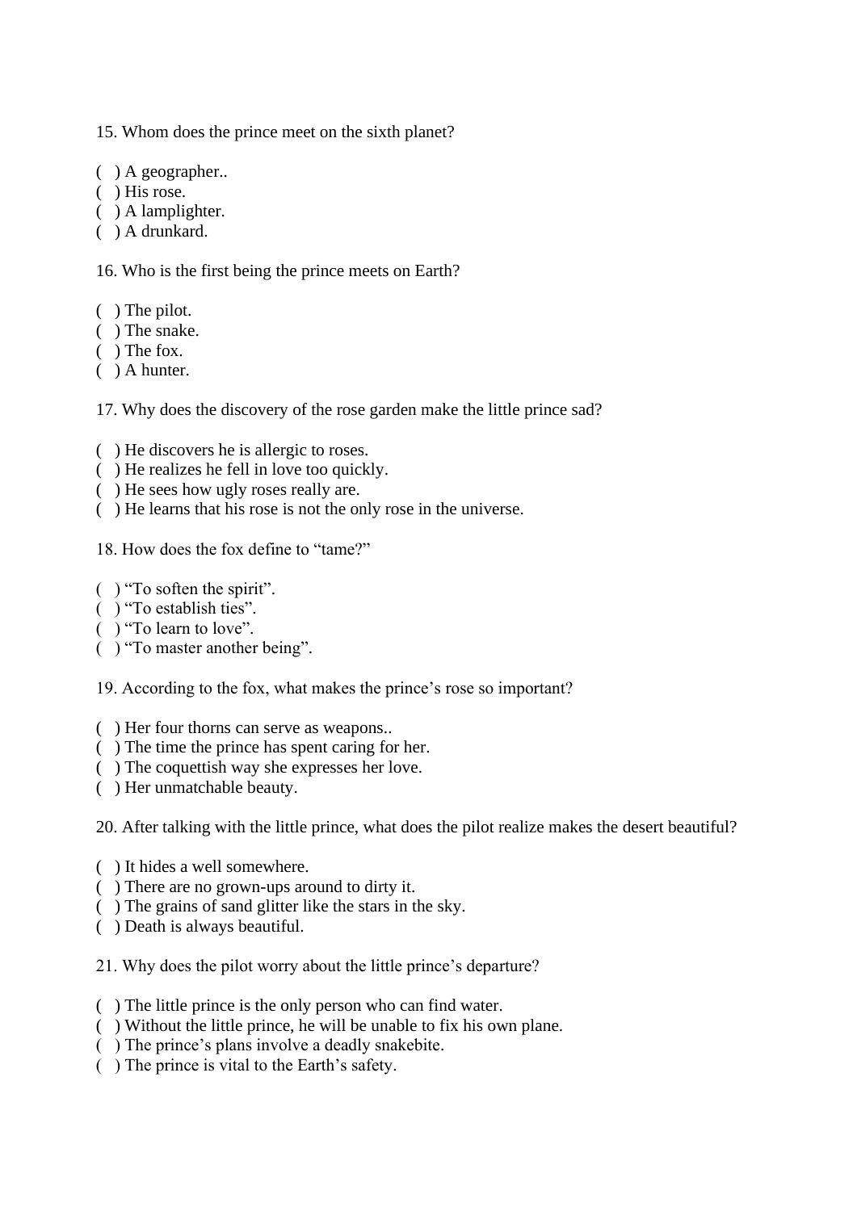15. Whom does the prince meet on the sixth planet?

( ) A geographer..
( ) His rose.
( ) A lamplighter.
( ) A drunkard.

16. Who is the first being the prince meets on Earth?

( ) The pilot.
( ) The snake.
( ) The fox.
( ) A hunter.

17. Why does the discovery of the rose garden make the little prince sad?

( ) He discovers he is allergic to roses.
( ) He realizes he fell in love too quickly.
( ) He sees how ugly roses really are.
( ) He learns that his rose is not the only rose in the universe.

18. How does the fox define to "tame?"

( ) "To soften the spirit".
( ) "To establish ties".
( ) "To learn to love".
( ) "To master another being".

19. According to the fox, what makes the prince's rose so important?

( ) Her four thorns can serve as weapons..
( ) The time the prince has spent caring for her.
( ) The coquettish way she expresses her love.
( ) Her unmatchable beauty.

20. After talking with the little prince, what does the pilot realize makes the desert beautiful?

( ) It hides a well somewhere.
( ) There are no grown-ups around to dirty it.
( ) The grains of sand glitter like the stars in the sky.
( ) Death is always beautiful.

21. Why does the pilot worry about the little prince's departure?

( ) The little prince is the only person who can find water.
( ) Without the little prince, he will be unable to fix his own plane.
( ) The prince's plans involve a deadly snakebite.
( ) The prince is vital to the Earth's safety.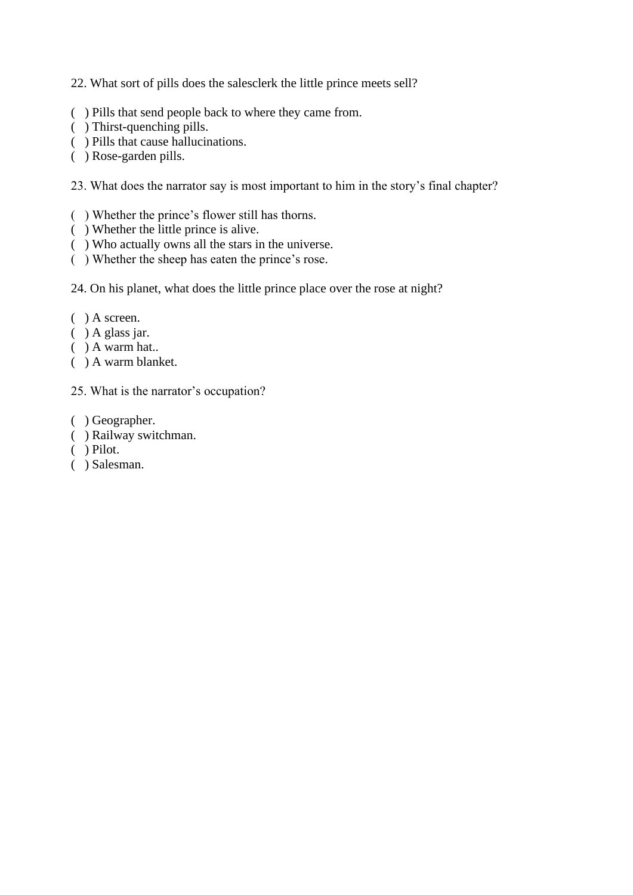22. What sort of pills does the salesclerk the little prince meets sell?

( ) Pills that send people back to where they came from.
( ) Thirst-quenching pills.
( ) Pills that cause hallucinations.
( ) Rose-garden pills.

23. What does the narrator say is most important to him in the story's final chapter?

( ) Whether the prince's flower still has thorns.
( ) Whether the little prince is alive.
( ) Who actually owns all the stars in the universe.
( ) Whether the sheep has eaten the prince's rose.

24. On his planet, what does the little prince place over the rose at night?

( ) A screen.
( ) A glass jar.
( ) A warm hat..
( ) A warm blanket.

25. What is the narrator's occupation?

( ) Geographer.
( ) Railway switchman.
( ) Pilot.
( ) Salesman.